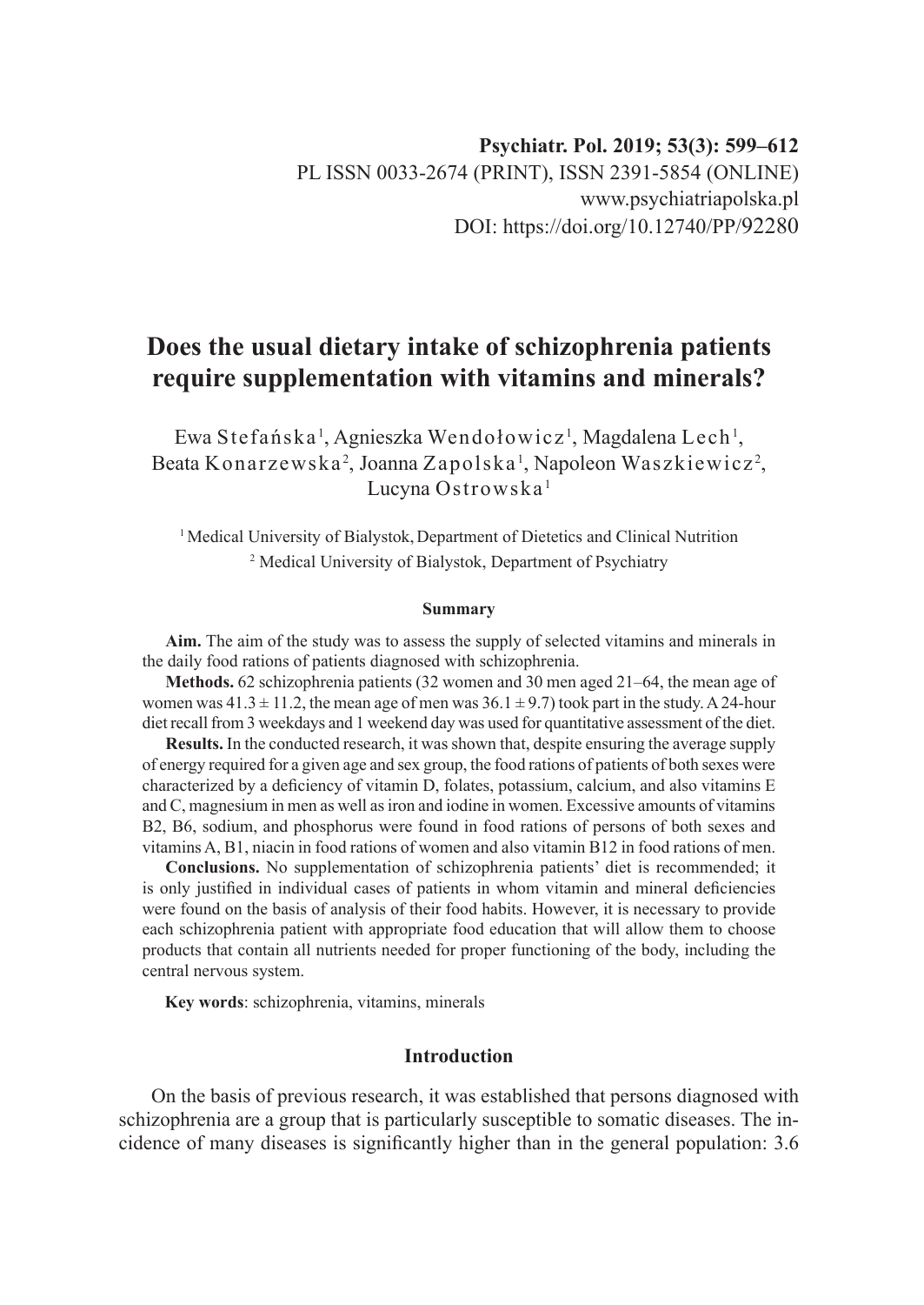Psychiatr. Pol. 2019; 53(3): 599–612

PL ISSN 0033-2674 (PRINT), ISSN 2391-5854 (ONLINE)

www.psychiatriapolska.pl

DOI: https://doi.org/10.12740/PP/92280

# Does the usual dietary intake of schizophrenia patients require supplementation with vitamins and minerals?

Ewa Stefańska[1], Agnieszka Wendołowicz[1], Magdalena Lech[1], Beata Konarzewska[2], Joanna Zapolska[1], Napoleon Waszkiewicz[2], Lucyna Ostrowska[1]

[1] Medical University of Bialystok, Department of Dietetics and Clinical Nutrition

[2] Medical University of Bialystok, Department of Psychiatry

### Summary

**Aim.** The aim of the study was to assess the supply of selected vitamins and minerals in the daily food rations of patients diagnosed with schizophrenia.

**Methods.** 62 schizophrenia patients (32 women and 30 men aged 21–64, the mean age of women was $41.3 \pm 11.2$, the mean age of men was $36.1 \pm 9.7$) took part in the study. A 24-hour diet recall from 3 weekdays and 1 weekend day was used for quantitative assessment of the diet.

**Results.** In the conducted research, it was shown that, despite ensuring the average supply of energy required for a given age and sex group, the food rations of patients of both sexes were characterized by a deficiency of vitamin D, folates, potassium, calcium, and also vitamins E and C, magnesium in men as well as iron and iodine in women. Excessive amounts of vitamins B2, B6, sodium, and phosphorus were found in food rations of persons of both sexes and vitamins A, B1, niacin in food rations of women and also vitamin B12 in food rations of men.

**Conclusions.** No supplementation of schizophrenia patients' diet is recommended; it is only justified in individual cases of patients in whom vitamin and mineral deficiencies were found on the basis of analysis of their food habits. However, it is necessary to provide each schizophrenia patient with appropriate food education that will allow them to choose products that contain all nutrients needed for proper functioning of the body, including the central nervous system.

**Key words**: schizophrenia, vitamins, minerals

### Introduction

On the basis of previous research, it was established that persons diagnosed with schizophrenia are a group that is particularly susceptible to somatic diseases. The incidence of many diseases is significantly higher than in the general population: 3.6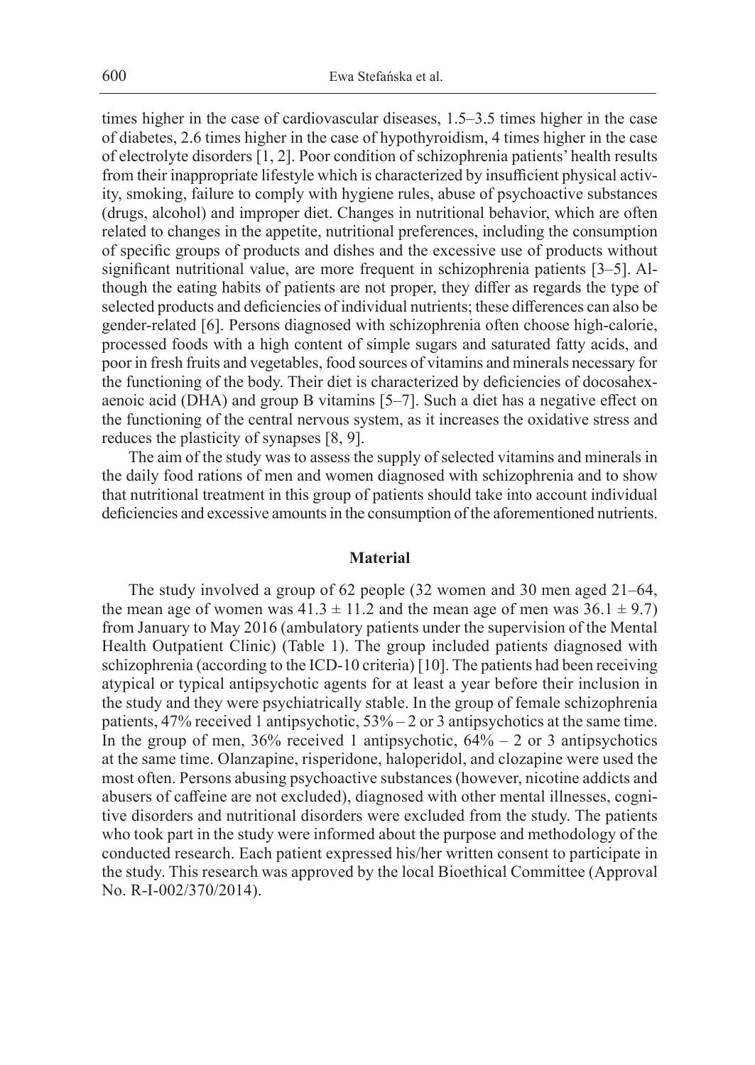times higher in the case of cardiovascular diseases, 1.5–3.5 times higher in the case of diabetes, 2.6 times higher in the case of hypothyroidism, 4 times higher in the case of electrolyte disorders [1, 2]. Poor condition of schizophrenia patients' health results from their inappropriate lifestyle which is characterized by insufficient physical activity, smoking, failure to comply with hygiene rules, abuse of psychoactive substances (drugs, alcohol) and improper diet. Changes in nutritional behavior, which are often related to changes in the appetite, nutritional preferences, including the consumption of specific groups of products and dishes and the excessive use of products without significant nutritional value, are more frequent in schizophrenia patients [3–5]. Although the eating habits of patients are not proper, they differ as regards the type of selected products and deficiencies of individual nutrients; these differences can also be gender-related [6]. Persons diagnosed with schizophrenia often choose high-calorie, processed foods with a high content of simple sugars and saturated fatty acids, and poor in fresh fruits and vegetables, food sources of vitamins and minerals necessary for the functioning of the body. Their diet is characterized by deficiencies of docosahexaenoic acid (DHA) and group B vitamins [5–7]. Such a diet has a negative effect on the functioning of the central nervous system, as it increases the oxidative stress and reduces the plasticity of synapses [8, 9].

The aim of the study was to assess the supply of selected vitamins and minerals in the daily food rations of men and women diagnosed with schizophrenia and to show that nutritional treatment in this group of patients should take into account individual deficiencies and excessive amounts in the consumption of the aforementioned nutrients.

## Material

The study involved a group of 62 people (32 women and 30 men aged 21–64, the mean age of women was $41.3 \pm 11.2$ and the mean age of men was $36.1 \pm 9.7$) from January to May 2016 (ambulatory patients under the supervision of the Mental Health Outpatient Clinic) (Table 1). The group included patients diagnosed with schizophrenia (according to the ICD-10 criteria) [10]. The patients had been receiving atypical or typical antipsychotic agents for at least a year before their inclusion in the study and they were psychiatrically stable. In the group of female schizophrenia patients, 47% received 1 antipsychotic, 53% – 2 or 3 antipsychotics at the same time. In the group of men, 36% received 1 antipsychotic, 64% – 2 or 3 antipsychotics at the same time. Olanzapine, risperidone, haloperidol, and clozapine were used the most often. Persons abusing psychoactive substances (however, nicotine addicts and abusers of caffeine are not excluded), diagnosed with other mental illnesses, cognitive disorders and nutritional disorders were excluded from the study. The patients who took part in the study were informed about the purpose and methodology of the conducted research. Each patient expressed his/her written consent to participate in the study. This research was approved by the local Bioethical Committee (Approval No. R-I-002/370/2014).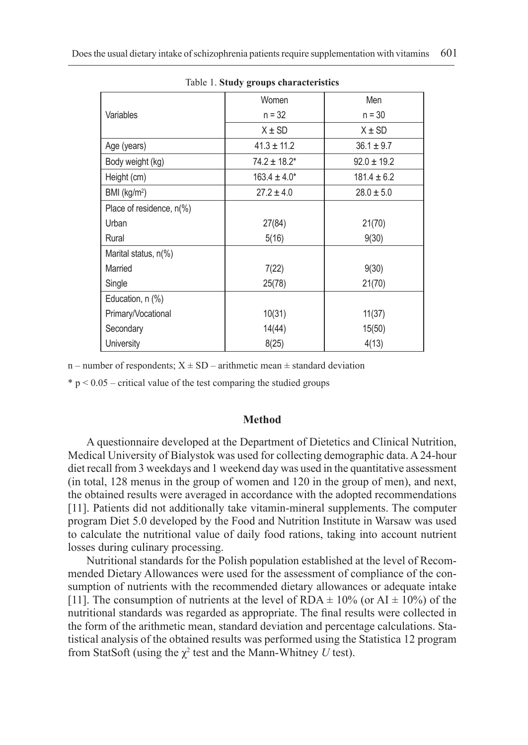Table 1. **Study groups characteristics**

| Variables | Women n = 32 X ± SD | Men n = 30 X ± SD |
|---|---|---|
| Age (years) | 41.3 ± 11.2 | 36.1 ± 9.7 |
| Body weight (kg) | 74.2 ± 18.2* | 92.0 ± 19.2 |
| Height (cm) | 163.4 ± 4.0* | 181.4 ± 6.2 |
| BMI (kg/m²) | 27.2 ± 4.0 | 28.0 ± 5.0 |
| Place of residence, n(%) | | |
| Urban | 27(84) | 21(70) |
| Rural | 5(16) | 9(30) |
| Marital status, n(%) | | |
| Married | 7(22) | 9(30) |
| Single | 25(78) | 21(70) |
| Education, n (%) | | |
| Primary/Vocational | 10(31) | 11(37) |
| Secondary | 14(44) | 15(50) |
| University | 8(25) | 4(13) |

n – number of respondents; X ± SD – arithmetic mean ± standard deviation

* $p < 0.05$ – critical value of the test comparing the studied groups

## Method

A questionnaire developed at the Department of Dietetics and Clinical Nutrition, Medical University of Bialystok was used for collecting demographic data. A 24-hour diet recall from 3 weekdays and 1 weekend day was used in the quantitative assessment (in total, 128 menus in the group of women and 120 in the group of men), and next, the obtained results were averaged in accordance with the adopted recommendations [11]. Patients did not additionally take vitamin-mineral supplements. The computer program Diet 5.0 developed by the Food and Nutrition Institute in Warsaw was used to calculate the nutritional value of daily food rations, taking into account nutrient losses during culinary processing.

Nutritional standards for the Polish population established at the level of Recommended Dietary Allowances were used for the assessment of compliance of the consumption of nutrients with the recommended dietary allowances or adequate intake [11]. The consumption of nutrients at the level of RDA ± 10% (or AI ± 10%) of the nutritional standards was regarded as appropriate. The final results were collected in the form of the arithmetic mean, standard deviation and percentage calculations. Statistical analysis of the obtained results was performed using the Statistica 12 program from StatSoft (using the $\chi^2$ test and the Mann-Whitney *U* test).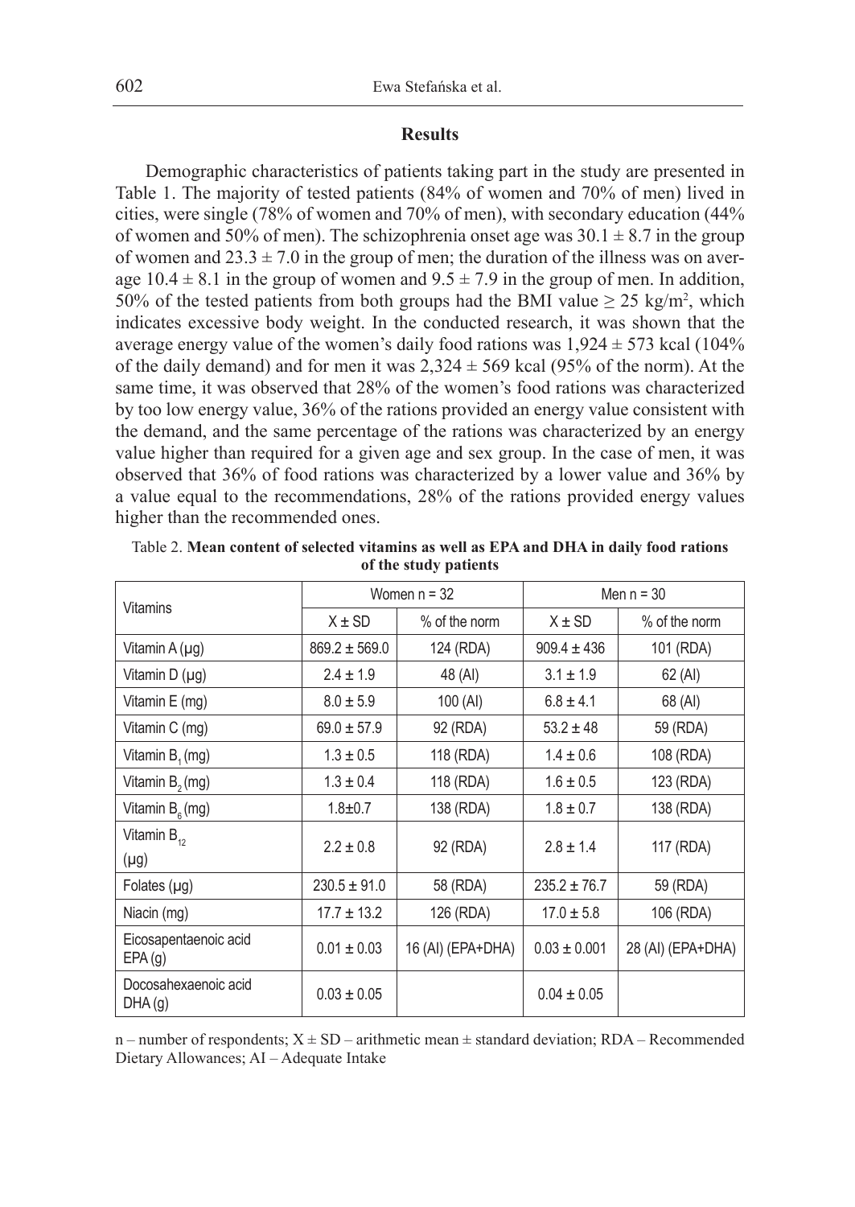## Results

Demographic characteristics of patients taking part in the study are presented in Table 1. The majority of tested patients (84% of women and 70% of men) lived in cities, were single (78% of women and 70% of men), with secondary education (44% of women and 50% of men). The schizophrenia onset age was $30.1 \pm 8.7$ in the group of women and $23.3 \pm 7.0$ in the group of men; the duration of the illness was on average $10.4 \pm 8.1$ in the group of women and $9.5 \pm 7.9$ in the group of men. In addition, 50% of the tested patients from both groups had the BMI value $\geq 25$ kg/m$^2$, which indicates excessive body weight. In the conducted research, it was shown that the average energy value of the women's daily food rations was $1,924 \pm 573$ kcal (104% of the daily demand) and for men it was $2,324 \pm 569$ kcal (95% of the norm). At the same time, it was observed that 28% of the women's food rations was characterized by too low energy value, 36% of the rations provided an energy value consistent with the demand, and the same percentage of the rations was characterized by an energy value higher than required for a given age and sex group. In the case of men, it was observed that 36% of food rations was characterized by a lower value and 36% by a value equal to the recommendations, 28% of the rations provided energy values higher than the recommended ones.

Table 2. **Mean content of selected vitamins as well as EPA and DHA in daily food rations of the study patients**

| Vitamins | Women n = 32 | | Men n = 30 | |
|---|---|---|---|---|
| | X ± SD | % of the norm | X ± SD | % of the norm |
| Vitamin A (μg) | 869.2 ± 569.0 | 124 (RDA) | 909.4 ± 436 | 101 (RDA) |
| Vitamin D (μg) | 2.4 ± 1.9 | 48 (AI) | 3.1 ± 1.9 | 62 (AI) |
| Vitamin E (mg) | 8.0 ± 5.9 | 100 (AI) | 6.8 ± 4.1 | 68 (AI) |
| Vitamin C (mg) | 69.0 ± 57.9 | 92 (RDA) | 53.2 ± 48 | 59 (RDA) |
| Vitamin $B_1$ (mg) | 1.3 ± 0.5 | 118 (RDA) | 1.4 ± 0.6 | 108 (RDA) |
| Vitamin $B_2$ (mg) | 1.3 ± 0.4 | 118 (RDA) | 1.6 ± 0.5 | 123 (RDA) |
| Vitamin $B_6$ (mg) | 1.8±0.7 | 138 (RDA) | 1.8 ± 0.7 | 138 (RDA) |
| Vitamin $B_{12}$ (μg) | 2.2 ± 0.8 | 92 (RDA) | 2.8 ± 1.4 | 117 (RDA) |
| Folates (μg) | 230.5 ± 91.0 | 58 (RDA) | 235.2 ± 76.7 | 59 (RDA) |
| Niacin (mg) | 17.7 ± 13.2 | 126 (RDA) | 17.0 ± 5.8 | 106 (RDA) |
| Eicosapentaenoic acid EPA (g) | 0.01 ± 0.03 | 16 (AI) (EPA+DHA) | 0.03 ± 0.001 | 28 (AI) (EPA+DHA) |
| Docosahexaenoic acid DHA (g) | 0.03 ± 0.05 | | 0.04 ± 0.05 | |

n – number of respondents; X ± SD – arithmetic mean ± standard deviation; RDA – Recommended Dietary Allowances; AI – Adequate Intake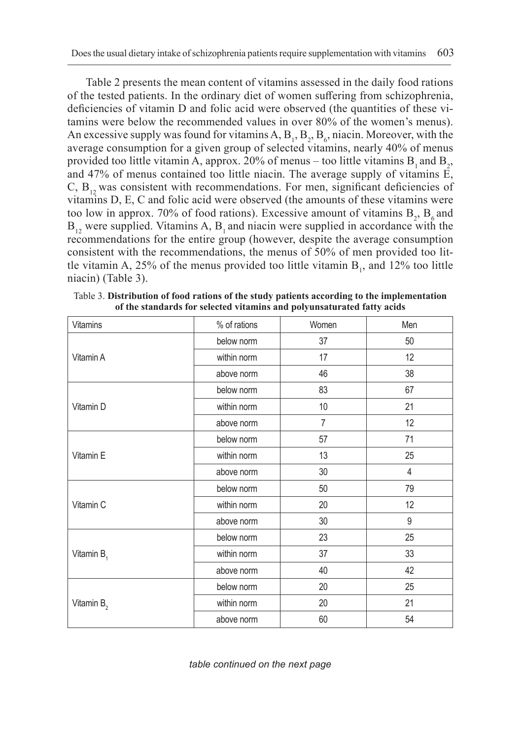Table 2 presents the mean content of vitamins assessed in the daily food rations of the tested patients. In the ordinary diet of women suffering from schizophrenia, deficiencies of vitamin D and folic acid were observed (the quantities of these vitamins were below the recommended values in over 80% of the women's menus). An excessive supply was found for vitamins A, $B_1$, $B_2$, $B_6$, niacin. Moreover, with the average consumption for a given group of selected vitamins, nearly 40% of menus provided too little vitamin A, approx. 20% of menus – too little vitamins $B_1$ and $B_2$, and 47% of menus contained too little niacin. The average supply of vitamins E, C, $B_{12}$ was consistent with recommendations. For men, significant deficiencies of vitamins D, E, C and folic acid were observed (the amounts of these vitamins were too low in approx. 70% of food rations). Excessive amount of vitamins $B_2$, $B_6$ and $B_{12}$ were supplied. Vitamins A, $B_1$ and niacin were supplied in accordance with the recommendations for the entire group (however, despite the average consumption consistent with the recommendations, the menus of 50% of men provided too little vitamin A, 25% of the menus provided too little vitamin $B_1$, and 12% too little niacin) (Table 3).

Table 3. **Distribution of food rations of the study patients according to the implementation of the standards for selected vitamins and polyunsaturated fatty acids**

| Vitamins | % of rations | Women | Men |
|---|---|---|---|
| Vitamin A | below norm | 37 | 50 |
| | within norm | 17 | 12 |
| | above norm | 46 | 38 |
| Vitamin D | below norm | 83 | 67 |
| | within norm | 10 | 21 |
| | above norm | 7 | 12 |
| Vitamin E | below norm | 57 | 71 |
| | within norm | 13 | 25 |
| | above norm | 30 | 4 |
| Vitamin C | below norm | 50 | 79 |
| | within norm | 20 | 12 |
| | above norm | 30 | 9 |
| Vitamin $B_1$ | below norm | 23 | 25 |
| | within norm | 37 | 33 |
| | above norm | 40 | 42 |
| Vitamin $B_2$ | below norm | 20 | 25 |
| | within norm | 20 | 21 |
| | above norm | 60 | 54 |

*table continued on the next page*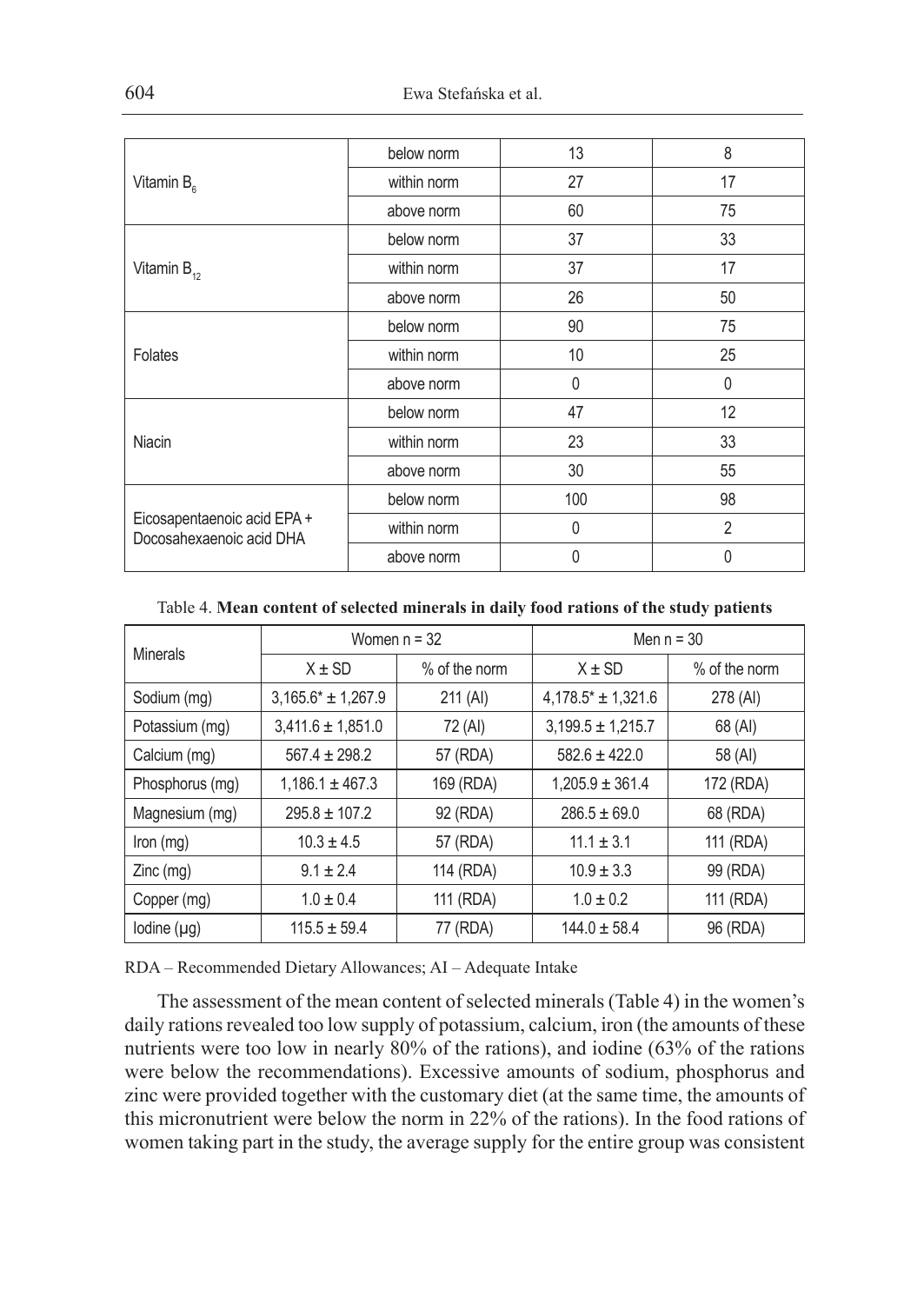| | | | |
|---|---|---|---|
| Vitamin $B_6$ | below norm | 13 | 8 |
| | within norm | 27 | 17 |
| | above norm | 60 | 75 |
| Vitamin $B_{12}$ | below norm | 37 | 33 |
| | within norm | 37 | 17 |
| | above norm | 26 | 50 |
| Folates | below norm | 90 | 75 |
| | within norm | 10 | 25 |
| | above norm | 0 | 0 |
| Niacin | below norm | 47 | 12 |
| | within norm | 23 | 33 |
| | above norm | 30 | 55 |
| Eicosapentaenoic acid EPA + Docosahexaenoic acid DHA | below norm | 100 | 98 |
| | within norm | 0 | 2 |
| | above norm | 0 | 0 |

Table 4. **Mean content of selected minerals in daily food rations of the study patients**

| Minerals | Women n = 32 | | Men n = 30 | |
|---|---|---|---|---|
| | X ± SD | % of the norm | X ± SD | % of the norm |
| Sodium (mg) | 3,165.6* ± 1,267.9 | 211 (AI) | 4,178.5* ± 1,321.6 | 278 (AI) |
| Potassium (mg) | 3,411.6 ± 1,851.0 | 72 (AI) | 3,199.5 ± 1,215.7 | 68 (AI) |
| Calcium (mg) | 567.4 ± 298.2 | 57 (RDA) | 582.6 ± 422.0 | 58 (AI) |
| Phosphorus (mg) | 1,186.1 ± 467.3 | 169 (RDA) | 1,205.9 ± 361.4 | 172 (RDA) |
| Magnesium (mg) | 295.8 ± 107.2 | 92 (RDA) | 286.5 ± 69.0 | 68 (RDA) |
| Iron (mg) | 10.3 ± 4.5 | 57 (RDA) | 11.1 ± 3.1 | 111 (RDA) |
| Zinc (mg) | 9.1 ± 2.4 | 114 (RDA) | 10.9 ± 3.3 | 99 (RDA) |
| Copper (mg) | 1.0 ± 0.4 | 111 (RDA) | 1.0 ± 0.2 | 111 (RDA) |
| Iodine (µg) | 115.5 ± 59.4 | 77 (RDA) | 144.0 ± 58.4 | 96 (RDA) |

RDA – Recommended Dietary Allowances; AI – Adequate Intake

The assessment of the mean content of selected minerals (Table 4) in the women's daily rations revealed too low supply of potassium, calcium, iron (the amounts of these nutrients were too low in nearly 80% of the rations), and iodine (63% of the rations were below the recommendations). Excessive amounts of sodium, phosphorus and zinc were provided together with the customary diet (at the same time, the amounts of this micronutrient were below the norm in 22% of the rations). In the food rations of women taking part in the study, the average supply for the entire group was consistent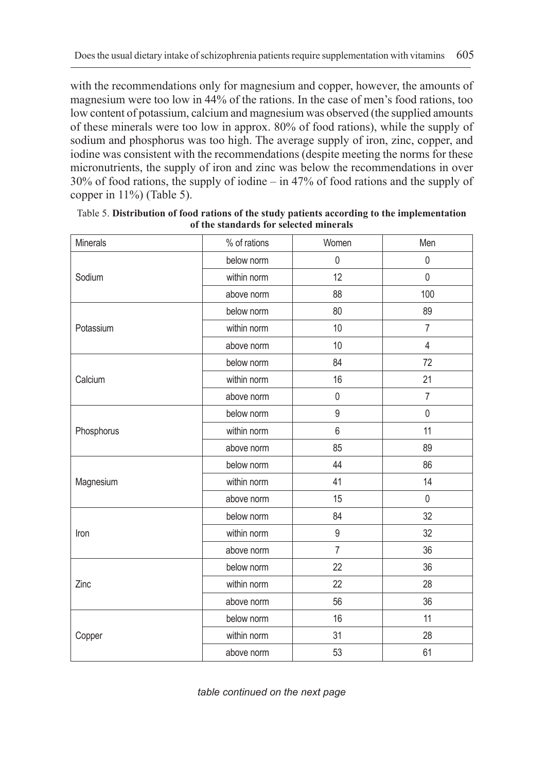with the recommendations only for magnesium and copper, however, the amounts of magnesium were too low in 44% of the rations. In the case of men's food rations, too low content of potassium, calcium and magnesium was observed (the supplied amounts of these minerals were too low in approx. 80% of food rations), while the supply of sodium and phosphorus was too high. The average supply of iron, zinc, copper, and iodine was consistent with the recommendations (despite meeting the norms for these micronutrients, the supply of iron and zinc was below the recommendations in over 30% of food rations, the supply of iodine – in 47% of food rations and the supply of copper in 11%) (Table 5).

Table 5. **Distribution of food rations of the study patients according to the implementation of the standards for selected minerals**

| Minerals | % of rations | Women | Men |
|---|---|---|---|
| Sodium | below norm | 0 | 0 |
| | within norm | 12 | 0 |
| | above norm | 88 | 100 |
| Potassium | below norm | 80 | 89 |
| | within norm | 10 | 7 |
| | above norm | 10 | 4 |
| Calcium | below norm | 84 | 72 |
| | within norm | 16 | 21 |
| | above norm | 0 | 7 |
| Phosphorus | below norm | 9 | 0 |
| | within norm | 6 | 11 |
| | above norm | 85 | 89 |
| Magnesium | below norm | 44 | 86 |
| | within norm | 41 | 14 |
| | above norm | 15 | 0 |
| Iron | below norm | 84 | 32 |
| | within norm | 9 | 32 |
| | above norm | 7 | 36 |
| Zinc | below norm | 22 | 36 |
| | within norm | 22 | 28 |
| | above norm | 56 | 36 |
| Copper | below norm | 16 | 11 |
| | within norm | 31 | 28 |
| | above norm | 53 | 61 |

*table continued on the next page*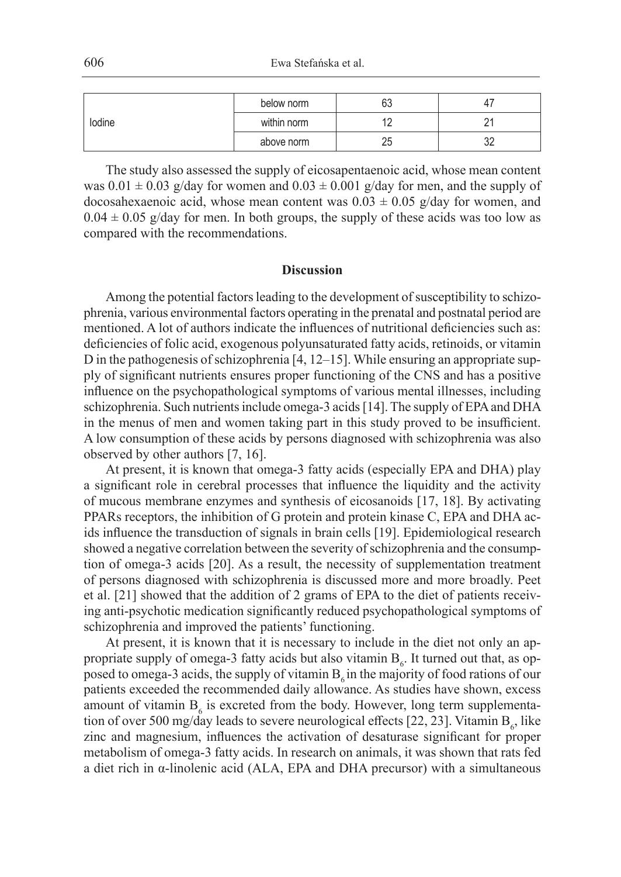| Iodine | below norm | 63 | 47 |
| --- | --- | --- | --- |
| | within norm | 12 | 21 |
| | above norm | 25 | 32 |

The study also assessed the supply of eicosapentaenoic acid, whose mean content was $0.01 \pm 0.03$ g/day for women and $0.03 \pm 0.001$ g/day for men, and the supply of docosahexaenoic acid, whose mean content was $0.03 \pm 0.05$ g/day for women, and $0.04 \pm 0.05$ g/day for men. In both groups, the supply of these acids was too low as compared with the recommendations.

## Discussion

Among the potential factors leading to the development of susceptibility to schizophrenia, various environmental factors operating in the prenatal and postnatal period are mentioned. A lot of authors indicate the influences of nutritional deficiencies such as: deficiencies of folic acid, exogenous polyunsaturated fatty acids, retinoids, or vitamin D in the pathogenesis of schizophrenia [4, 12–15]. While ensuring an appropriate supply of significant nutrients ensures proper functioning of the CNS and has a positive influence on the psychopathological symptoms of various mental illnesses, including schizophrenia. Such nutrients include omega-3 acids [14]. The supply of EPA and DHA in the menus of men and women taking part in this study proved to be insufficient. A low consumption of these acids by persons diagnosed with schizophrenia was also observed by other authors [7, 16].

At present, it is known that omega-3 fatty acids (especially EPA and DHA) play a significant role in cerebral processes that influence the liquidity and the activity of mucous membrane enzymes and synthesis of eicosanoids [17, 18]. By activating PPARs receptors, the inhibition of G protein and protein kinase C, EPA and DHA acids influence the transduction of signals in brain cells [19]. Epidemiological research showed a negative correlation between the severity of schizophrenia and the consumption of omega-3 acids [20]. As a result, the necessity of supplementation treatment of persons diagnosed with schizophrenia is discussed more and more broadly. Peet et al. [21] showed that the addition of 2 grams of EPA to the diet of patients receiving anti-psychotic medication significantly reduced psychopathological symptoms of schizophrenia and improved the patients' functioning.

At present, it is known that it is necessary to include in the diet not only an appropriate supply of omega-3 fatty acids but also vitamin $B_6$. It turned out that, as opposed to omega-3 acids, the supply of vitamin $B_6$ in the majority of food rations of our patients exceeded the recommended daily allowance. As studies have shown, excess amount of vitamin $B_6$ is excreted from the body. However, long term supplementation of over 500 mg/day leads to severe neurological effects [22, 23]. Vitamin $B_6$, like zinc and magnesium, influences the activation of desaturase significant for proper metabolism of omega-3 fatty acids. In research on animals, it was shown that rats fed a diet rich in α-linolenic acid (ALA, EPA and DHA precursor) with a simultaneous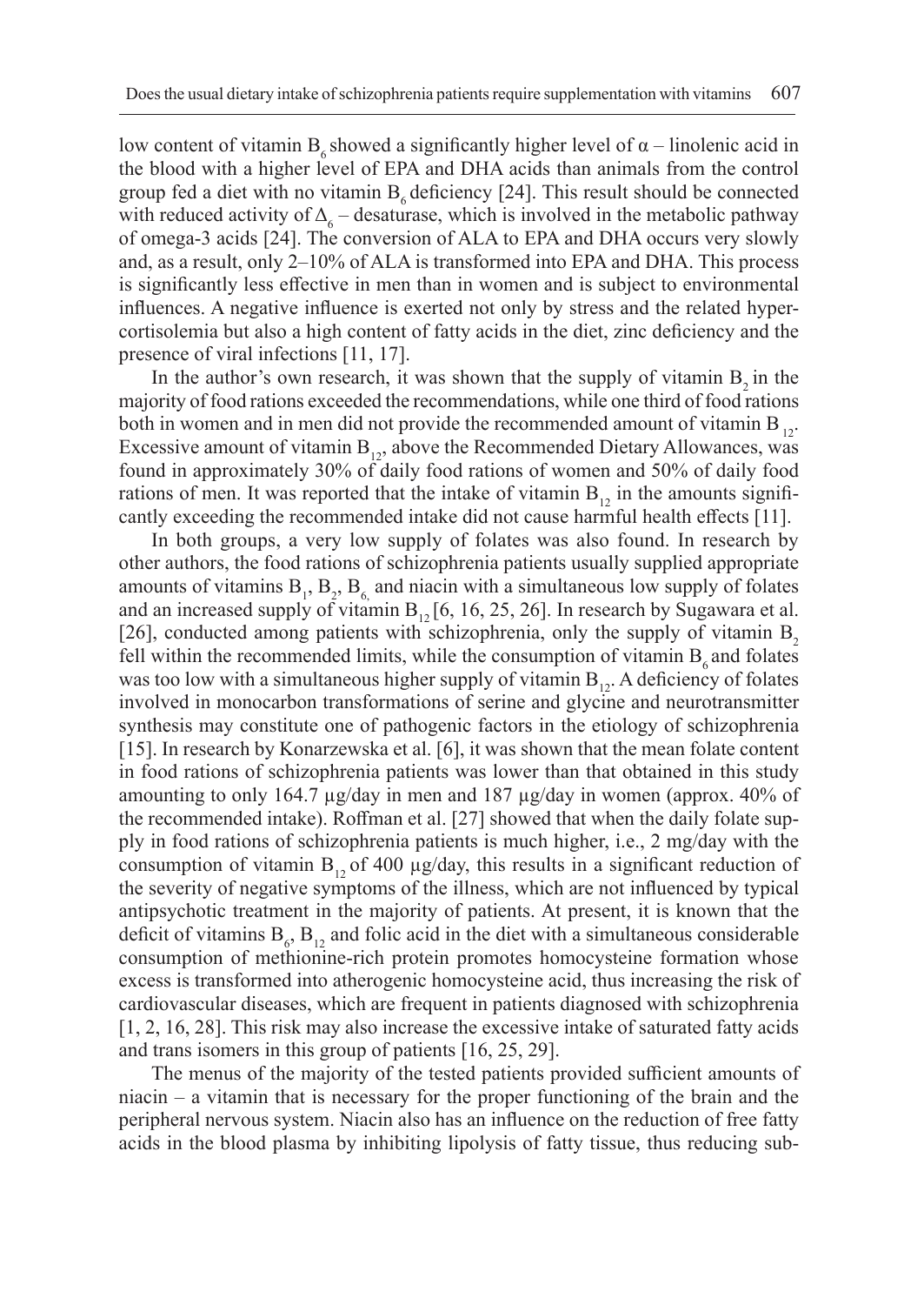low content of vitamin $B_6$ showed a significantly higher level of $\alpha$ – linolenic acid in the blood with a higher level of EPA and DHA acids than animals from the control group fed a diet with no vitamin $B_6$ deficiency [24]. This result should be connected with reduced activity of $\Delta_6$ – desaturase, which is involved in the metabolic pathway of omega-3 acids [24]. The conversion of ALA to EPA and DHA occurs very slowly and, as a result, only 2–10% of ALA is transformed into EPA and DHA. This process is significantly less effective in men than in women and is subject to environmental influences. A negative influence is exerted not only by stress and the related hypercortisolemia but also a high content of fatty acids in the diet, zinc deficiency and the presence of viral infections [11, 17].

In the author's own research, it was shown that the supply of vitamin $B_2$ in the majority of food rations exceeded the recommendations, while one third of food rations both in women and in men did not provide the recommended amount of vitamin $B_{12}$. Excessive amount of vitamin $B_{12}$, above the Recommended Dietary Allowances, was found in approximately 30% of daily food rations of women and 50% of daily food rations of men. It was reported that the intake of vitamin $B_{12}$ in the amounts significantly exceeding the recommended intake did not cause harmful health effects [11].

In both groups, a very low supply of folates was also found. In research by other authors, the food rations of schizophrenia patients usually supplied appropriate amounts of vitamins $B_1$, $B_2$, $B_6$ and niacin with a simultaneous low supply of folates and an increased supply of vitamin $B_{12}$ [6, 16, 25, 26]. In research by Sugawara et al. [26], conducted among patients with schizophrenia, only the supply of vitamin $B_2$ fell within the recommended limits, while the consumption of vitamin $B_6$ and folates was too low with a simultaneous higher supply of vitamin $B_{12}$. A deficiency of folates involved in monocarbon transformations of serine and glycine and neurotransmitter synthesis may constitute one of pathogenic factors in the etiology of schizophrenia [15]. In research by Konarzewska et al. [6], it was shown that the mean folate content in food rations of schizophrenia patients was lower than that obtained in this study amounting to only 164.7 µg/day in men and 187 µg/day in women (approx. 40% of the recommended intake). Roffman et al. [27] showed that when the daily folate supply in food rations of schizophrenia patients is much higher, i.e., 2 mg/day with the consumption of vitamin $B_{12}$ of 400 µg/day, this results in a significant reduction of the severity of negative symptoms of the illness, which are not influenced by typical antipsychotic treatment in the majority of patients. At present, it is known that the deficit of vitamins $B_6$, $B_{12}$ and folic acid in the diet with a simultaneous considerable consumption of methionine-rich protein promotes homocysteine formation whose excess is transformed into atherogenic homocysteine acid, thus increasing the risk of cardiovascular diseases, which are frequent in patients diagnosed with schizophrenia [1, 2, 16, 28]. This risk may also increase the excessive intake of saturated fatty acids and trans isomers in this group of patients [16, 25, 29].

The menus of the majority of the tested patients provided sufficient amounts of niacin – a vitamin that is necessary for the proper functioning of the brain and the peripheral nervous system. Niacin also has an influence on the reduction of free fatty acids in the blood plasma by inhibiting lipolysis of fatty tissue, thus reducing sub-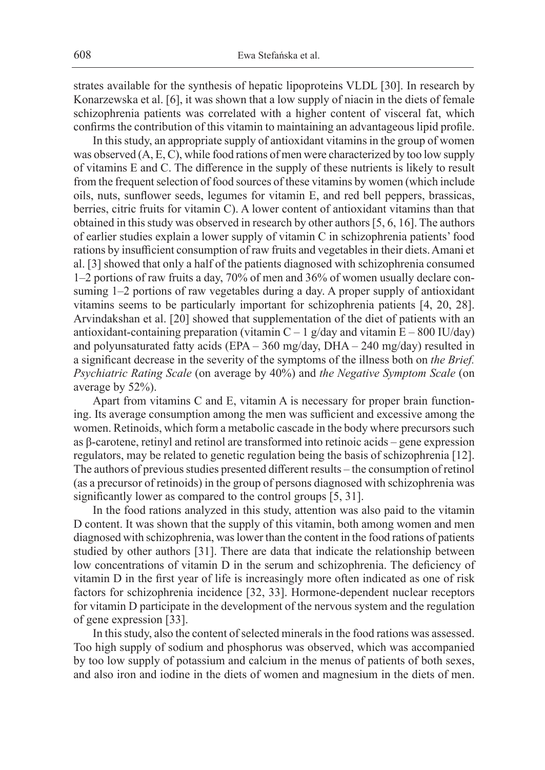strates available for the synthesis of hepatic lipoproteins VLDL [30]. In research by Konarzewska et al. [6], it was shown that a low supply of niacin in the diets of female schizophrenia patients was correlated with a higher content of visceral fat, which confirms the contribution of this vitamin to maintaining an advantageous lipid profile.

In this study, an appropriate supply of antioxidant vitamins in the group of women was observed (A, E, C), while food rations of men were characterized by too low supply of vitamins E and C. The difference in the supply of these nutrients is likely to result from the frequent selection of food sources of these vitamins by women (which include oils, nuts, sunflower seeds, legumes for vitamin E, and red bell peppers, brassicas, berries, citric fruits for vitamin C). A lower content of antioxidant vitamins than that obtained in this study was observed in research by other authors [5, 6, 16]. The authors of earlier studies explain a lower supply of vitamin C in schizophrenia patients' food rations by insufficient consumption of raw fruits and vegetables in their diets. Amani et al. [3] showed that only a half of the patients diagnosed with schizophrenia consumed 1–2 portions of raw fruits a day, 70% of men and 36% of women usually declare consuming 1–2 portions of raw vegetables during a day. A proper supply of antioxidant vitamins seems to be particularly important for schizophrenia patients [4, 20, 28]. Arvindakshan et al. [20] showed that supplementation of the diet of patients with an antioxidant-containing preparation (vitamin C – 1 g/day and vitamin E – 800 IU/day) and polyunsaturated fatty acids (EPA – 360 mg/day, DHA – 240 mg/day) resulted in a significant decrease in the severity of the symptoms of the illness both on *the Brief. Psychiatric Rating Scale* (on average by 40%) and *the Negative Symptom Scale* (on average by 52%).

Apart from vitamins C and E, vitamin A is necessary for proper brain functioning. Its average consumption among the men was sufficient and excessive among the women. Retinoids, which form a metabolic cascade in the body where precursors such as β-carotene, retinyl and retinol are transformed into retinoic acids – gene expression regulators, may be related to genetic regulation being the basis of schizophrenia [12]. The authors of previous studies presented different results – the consumption of retinol (as a precursor of retinoids) in the group of persons diagnosed with schizophrenia was significantly lower as compared to the control groups [5, 31].

In the food rations analyzed in this study, attention was also paid to the vitamin D content. It was shown that the supply of this vitamin, both among women and men diagnosed with schizophrenia, was lower than the content in the food rations of patients studied by other authors [31]. There are data that indicate the relationship between low concentrations of vitamin D in the serum and schizophrenia. The deficiency of vitamin D in the first year of life is increasingly more often indicated as one of risk factors for schizophrenia incidence [32, 33]. Hormone-dependent nuclear receptors for vitamin D participate in the development of the nervous system and the regulation of gene expression [33].

In this study, also the content of selected minerals in the food rations was assessed. Too high supply of sodium and phosphorus was observed, which was accompanied by too low supply of potassium and calcium in the menus of patients of both sexes, and also iron and iodine in the diets of women and magnesium in the diets of men.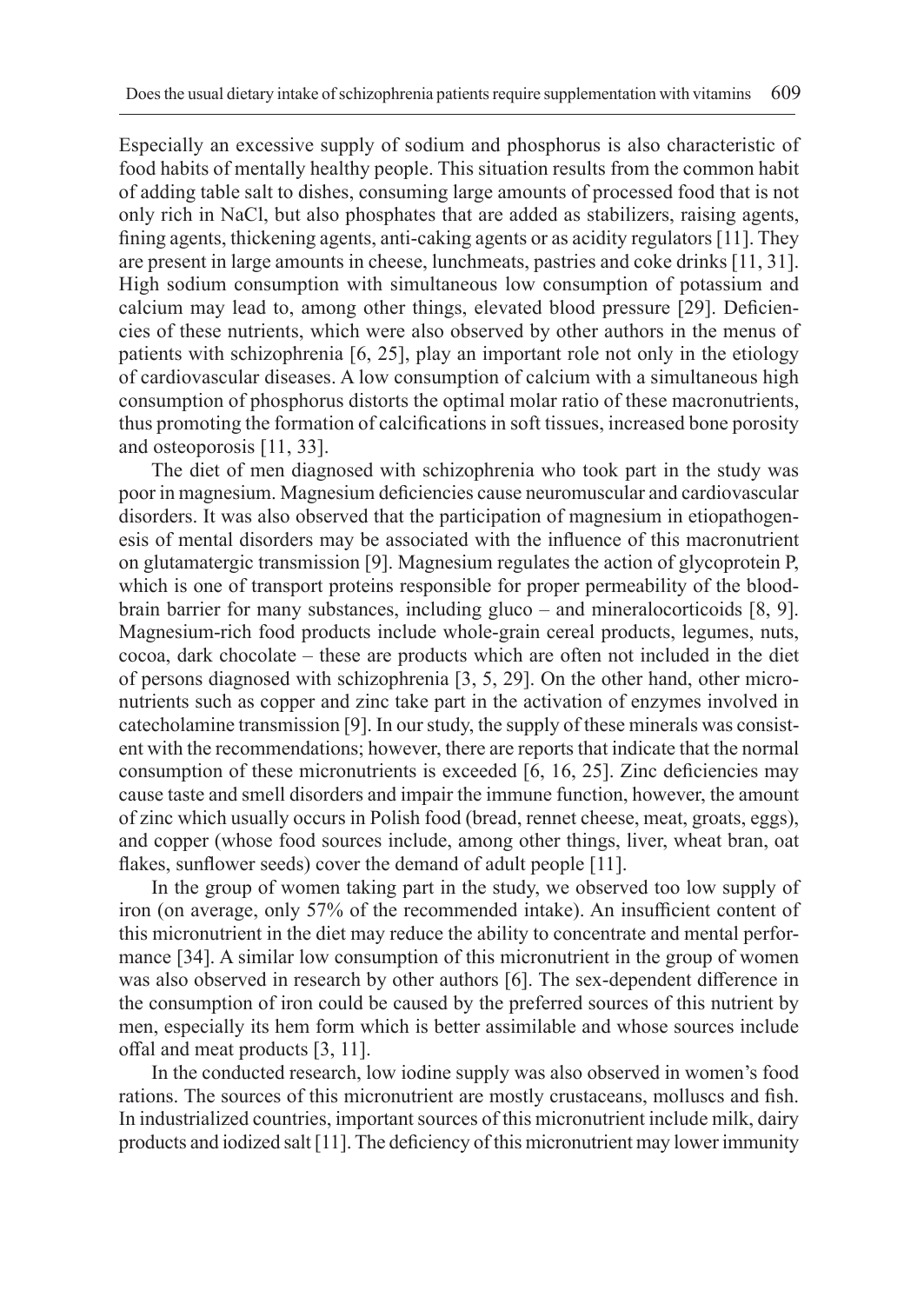Especially an excessive supply of sodium and phosphorus is also characteristic of food habits of mentally healthy people. This situation results from the common habit of adding table salt to dishes, consuming large amounts of processed food that is not only rich in NaCl, but also phosphates that are added as stabilizers, raising agents, fining agents, thickening agents, anti-caking agents or as acidity regulators [11]. They are present in large amounts in cheese, lunchmeats, pastries and coke drinks [11, 31]. High sodium consumption with simultaneous low consumption of potassium and calcium may lead to, among other things, elevated blood pressure [29]. Deficiencies of these nutrients, which were also observed by other authors in the menus of patients with schizophrenia [6, 25], play an important role not only in the etiology of cardiovascular diseases. A low consumption of calcium with a simultaneous high consumption of phosphorus distorts the optimal molar ratio of these macronutrients, thus promoting the formation of calcifications in soft tissues, increased bone porosity and osteoporosis [11, 33].

The diet of men diagnosed with schizophrenia who took part in the study was poor in magnesium. Magnesium deficiencies cause neuromuscular and cardiovascular disorders. It was also observed that the participation of magnesium in etiopathogenesis of mental disorders may be associated with the influence of this macronutrient on glutamatergic transmission [9]. Magnesium regulates the action of glycoprotein P, which is one of transport proteins responsible for proper permeability of the blood-brain barrier for many substances, including gluco – and mineralocorticoids [8, 9]. Magnesium-rich food products include whole-grain cereal products, legumes, nuts, cocoa, dark chocolate – these are products which are often not included in the diet of persons diagnosed with schizophrenia [3, 5, 29]. On the other hand, other micronutrients such as copper and zinc take part in the activation of enzymes involved in catecholamine transmission [9]. In our study, the supply of these minerals was consistent with the recommendations; however, there are reports that indicate that the normal consumption of these micronutrients is exceeded [6, 16, 25]. Zinc deficiencies may cause taste and smell disorders and impair the immune function, however, the amount of zinc which usually occurs in Polish food (bread, rennet cheese, meat, groats, eggs), and copper (whose food sources include, among other things, liver, wheat bran, oat flakes, sunflower seeds) cover the demand of adult people [11].

In the group of women taking part in the study, we observed too low supply of iron (on average, only 57% of the recommended intake). An insufficient content of this micronutrient in the diet may reduce the ability to concentrate and mental performance [34]. A similar low consumption of this micronutrient in the group of women was also observed in research by other authors [6]. The sex-dependent difference in the consumption of iron could be caused by the preferred sources of this nutrient by men, especially its hem form which is better assimilable and whose sources include offal and meat products [3, 11].

In the conducted research, low iodine supply was also observed in women's food rations. The sources of this micronutrient are mostly crustaceans, molluscs and fish. In industrialized countries, important sources of this micronutrient include milk, dairy products and iodized salt [11]. The deficiency of this micronutrient may lower immunity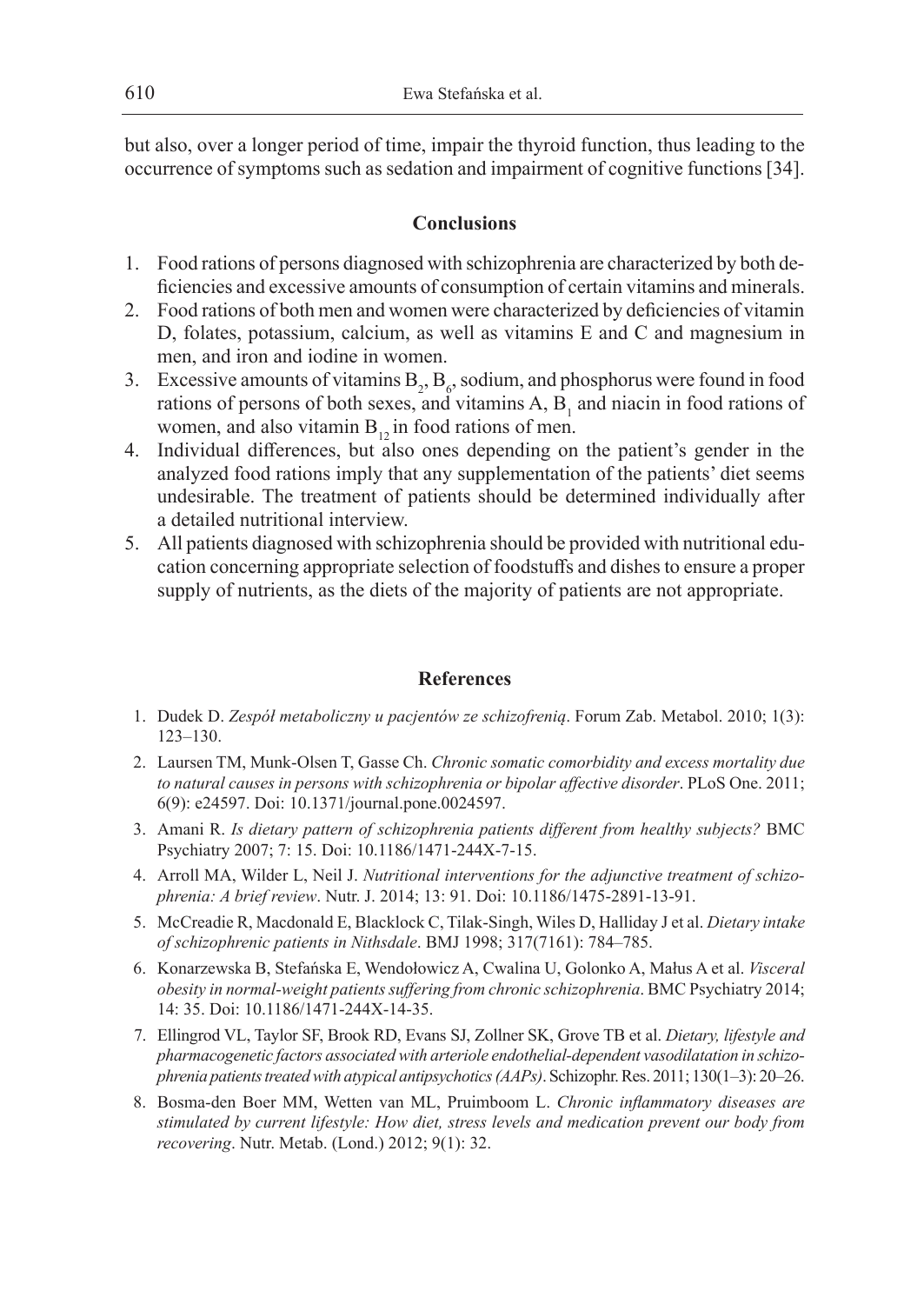but also, over a longer period of time, impair the thyroid function, thus leading to the occurrence of symptoms such as sedation and impairment of cognitive functions [34].

## Conclusions

1. Food rations of persons diagnosed with schizophrenia are characterized by both deficiencies and excessive amounts of consumption of certain vitamins and minerals.
2. Food rations of both men and women were characterized by deficiencies of vitamin D, folates, potassium, calcium, as well as vitamins E and C and magnesium in men, and iron and iodine in women.
3. Excessive amounts of vitamins $B_2$, $B_6$, sodium, and phosphorus were found in food rations of persons of both sexes, and vitamins A, $B_1$ and niacin in food rations of women, and also vitamin $B_{12}$ in food rations of men.
4. Individual differences, but also ones depending on the patient's gender in the analyzed food rations imply that any supplementation of the patients' diet seems undesirable. The treatment of patients should be determined individually after a detailed nutritional interview.
5. All patients diagnosed with schizophrenia should be provided with nutritional education concerning appropriate selection of foodstuffs and dishes to ensure a proper supply of nutrients, as the diets of the majority of patients are not appropriate.

## References

1. Dudek D. *Zespół metaboliczny u pacjentów ze schizofrenią*. Forum Zab. Metabol. 2010; 1(3): 123–130.
2. Laursen TM, Munk-Olsen T, Gasse Ch. *Chronic somatic comorbidity and excess mortality due to natural causes in persons with schizophrenia or bipolar affective disorder*. PLoS One. 2011; 6(9): e24597. Doi: 10.1371/journal.pone.0024597.
3. Amani R. *Is dietary pattern of schizophrenia patients different from healthy subjects?* BMC Psychiatry 2007; 7: 15. Doi: 10.1186/1471-244X-7-15.
4. Arroll MA, Wilder L, Neil J. *Nutritional interventions for the adjunctive treatment of schizophrenia: A brief review*. Nutr. J. 2014; 13: 91. Doi: 10.1186/1475-2891-13-91.
5. McCreadie R, Macdonald E, Blacklock C, Tilak-Singh, Wiles D, Halliday J et al. *Dietary intake of schizophrenic patients in Nithsdale*. BMJ 1998; 317(7161): 784–785.
6. Konarzewska B, Stefańska E, Wendołowicz A, Cwalina U, Golonko A, Małus A et al. *Visceral obesity in normal-weight patients suffering from chronic schizophrenia*. BMC Psychiatry 2014; 14: 35. Doi: 10.1186/1471-244X-14-35.
7. Ellingrod VL, Taylor SF, Brook RD, Evans SJ, Zollner SK, Grove TB et al. *Dietary, lifestyle and pharmacogenetic factors associated with arteriole endothelial-dependent vasodilatation in schizophrenia patients treated with atypical antipsychotics (AAPs)*. Schizophr. Res. 2011; 130(1–3): 20–26.
8. Bosma-den Boer MM, Wetten van ML, Pruimboom L. *Chronic inflammatory diseases are stimulated by current lifestyle: How diet, stress levels and medication prevent our body from recovering*. Nutr. Metab. (Lond.) 2012; 9(1): 32.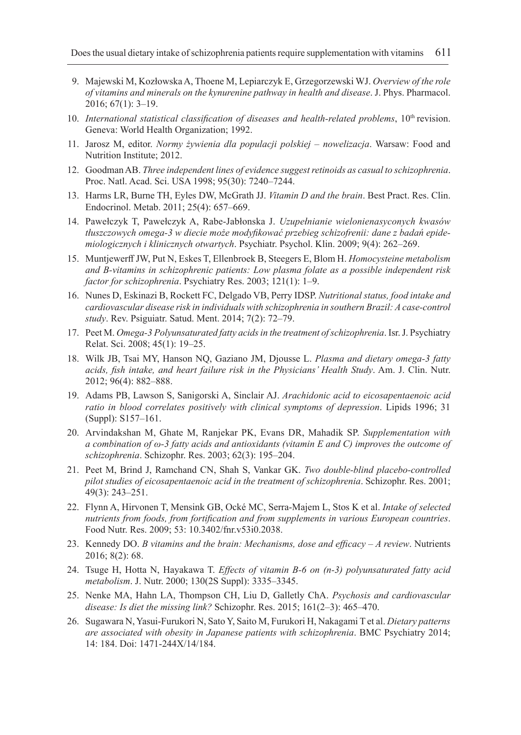9. Majewski M, Kozłowska A, Thoene M, Lepiarczyk E, Grzegorzewski WJ. *Overview of the role of vitamins and minerals on the kynurenine pathway in health and disease*. J. Phys. Pharmacol. 2016; 67(1): 3–19.
10. *International statistical classification of diseases and health-related problems*, 10th revision. Geneva: World Health Organization; 1992.
11. Jarosz M, editor. *Normy żywienia dla populacji polskiej – nowelizacja*. Warsaw: Food and Nutrition Institute; 2012.
12. Goodman AB. *Three independent lines of evidence suggest retinoids as casual to schizophrenia*. Proc. Natl. Acad. Sci. USA 1998; 95(30): 7240–7244.
13. Harms LR, Burne TH, Eyles DW, McGrath JJ. *Vitamin D and the brain*. Best Pract. Res. Clin. Endocrinol. Metab. 2011; 25(4): 657–669.
14. Pawełczyk T, Pawełczyk A, Rabe-Jabłonska J. *Uzupełnianie wielonienasyconych kwasów tłuszczowych omega-3 w diecie może modyfikować przebieg schizofrenii: dane z badań epidemiologicznych i klinicznych otwartych*. Psychiatr. Psychol. Klin. 2009; 9(4): 262–269.
15. Muntjewerff JW, Put N, Eskes T, Ellenbroek B, Steegers E, Blom H. *Homocysteine metabolism and B-vitamins in schizophrenic patients: Low plasma folate as a possible independent risk factor for schizophrenia*. Psychiatry Res. 2003; 121(1): 1–9.
16. Nunes D, Eskinazi B, Rockett FC, Delgado VB, Perry IDSP. *Nutritional status, food intake and cardiovascular disease risk in individuals with schizophrenia in southern Brazil: A case-control study*. Rev. Psiguiatr. Satud. Ment. 2014; 7(2): 72–79.
17. Peet M. *Omega-3 Polyunsaturated fatty acids in the treatment of schizophrenia*. Isr. J. Psychiatry Relat. Sci. 2008; 45(1): 19–25.
18. Wilk JB, Tsai MY, Hanson NQ, Gaziano JM, Djousse L. *Plasma and dietary omega-3 fatty acids, fish intake, and heart failure risk in the Physicians' Health Study*. Am. J. Clin. Nutr. 2012; 96(4): 882–888.
19. Adams PB, Lawson S, Sanigorski A, Sinclair AJ. *Arachidonic acid to eicosapentaenoic acid ratio in blood correlates positively with clinical symptoms of depression*. Lipids 1996; 31 (Suppl): S157–161.
20. Arvindakshan M, Ghate M, Ranjekar PK, Evans DR, Mahadik SP. *Supplementation with a combination of ω-3 fatty acids and antioxidants (vitamin E and C) improves the outcome of schizophrenia*. Schizophr. Res. 2003; 62(3): 195–204.
21. Peet M, Brind J, Ramchand CN, Shah S, Vankar GK. *Two double-blind placebo-controlled pilot studies of eicosapentaenoic acid in the treatment of schizophrenia*. Schizophr. Res. 2001; 49(3): 243–251.
22. Flynn A, Hirvonen T, Mensink GB, Ocké MC, Serra-Majem L, Stos K et al. *Intake of selected nutrients from foods, from fortification and from supplements in various European countries*. Food Nutr. Res. 2009; 53: 10.3402/fnr.v53i0.2038.
23. Kennedy DO. *B vitamins and the brain: Mechanisms, dose and efficacy – A review*. Nutrients 2016; 8(2): 68.
24. Tsuge H, Hotta N, Hayakawa T. *Effects of vitamin B-6 on (n-3) polyunsaturated fatty acid metabolism*. J. Nutr. 2000; 130(2S Suppl): 3335–3345.
25. Nenke MA, Hahn LA, Thompson CH, Liu D, Galletly ChA. *Psychosis and cardiovascular disease: Is diet the missing link?* Schizophr. Res. 2015; 161(2–3): 465–470.
26. Sugawara N, Yasui-Furukori N, Sato Y, Saito M, Furukori H, Nakagami T et al. *Dietary patterns are associated with obesity in Japanese patients with schizophrenia*. BMC Psychiatry 2014; 14: 184. Doi: 1471-244X/14/184.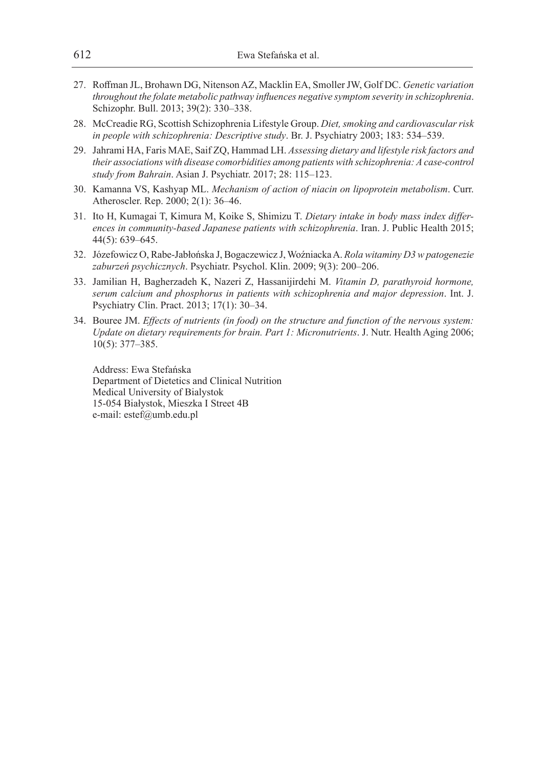27. Roffman JL, Brohawn DG, Nitenson AZ, Macklin EA, Smoller JW, Golf DC. *Genetic variation throughout the folate metabolic pathway influences negative symptom severity in schizophrenia*. Schizophr. Bull. 2013; 39(2): 330–338.
28. McCreadie RG, Scottish Schizophrenia Lifestyle Group. *Diet, smoking and cardiovascular risk in people with schizophrenia: Descriptive study*. Br. J. Psychiatry 2003; 183: 534–539.
29. Jahrami HA, Faris MAE, Saif ZQ, Hammad LH. *Assessing dietary and lifestyle risk factors and their associations with disease comorbidities among patients with schizophrenia: A case-control study from Bahrain*. Asian J. Psychiatr. 2017; 28: 115–123.
30. Kamanna VS, Kashyap ML. *Mechanism of action of niacin on lipoprotein metabolism*. Curr. Atheroscler. Rep. 2000; 2(1): 36–46.
31. Ito H, Kumagai T, Kimura M, Koike S, Shimizu T. *Dietary intake in body mass index differences in community-based Japanese patients with schizophrenia*. Iran. J. Public Health 2015; 44(5): 639–645.
32. Józefowicz O, Rabe-Jabłońska J, Bogaczewicz J, Woźniacka A. *Rola witaminy D3 w patogenezie zaburzeń psychicznych*. Psychiatr. Psychol. Klin. 2009; 9(3): 200–206.
33. Jamilian H, Bagherzadeh K, Nazeri Z, Hassanijirdehi M. *Vitamin D, parathyroid hormone, serum calcium and phosphorus in patients with schizophrenia and major depression*. Int. J. Psychiatry Clin. Pract. 2013; 17(1): 30–34.
34. Bouree JM. *Effects of nutrients (in food) on the structure and function of the nervous system: Update on dietary requirements for brain. Part 1: Micronutrients*. J. Nutr. Health Aging 2006; 10(5): 377–385.

Address: Ewa Stefańska
Department of Dietetics and Clinical Nutrition
Medical University of Bialystok
15-054 Białystok, Mieszka I Street 4B
e-mail: estef@umb.edu.pl